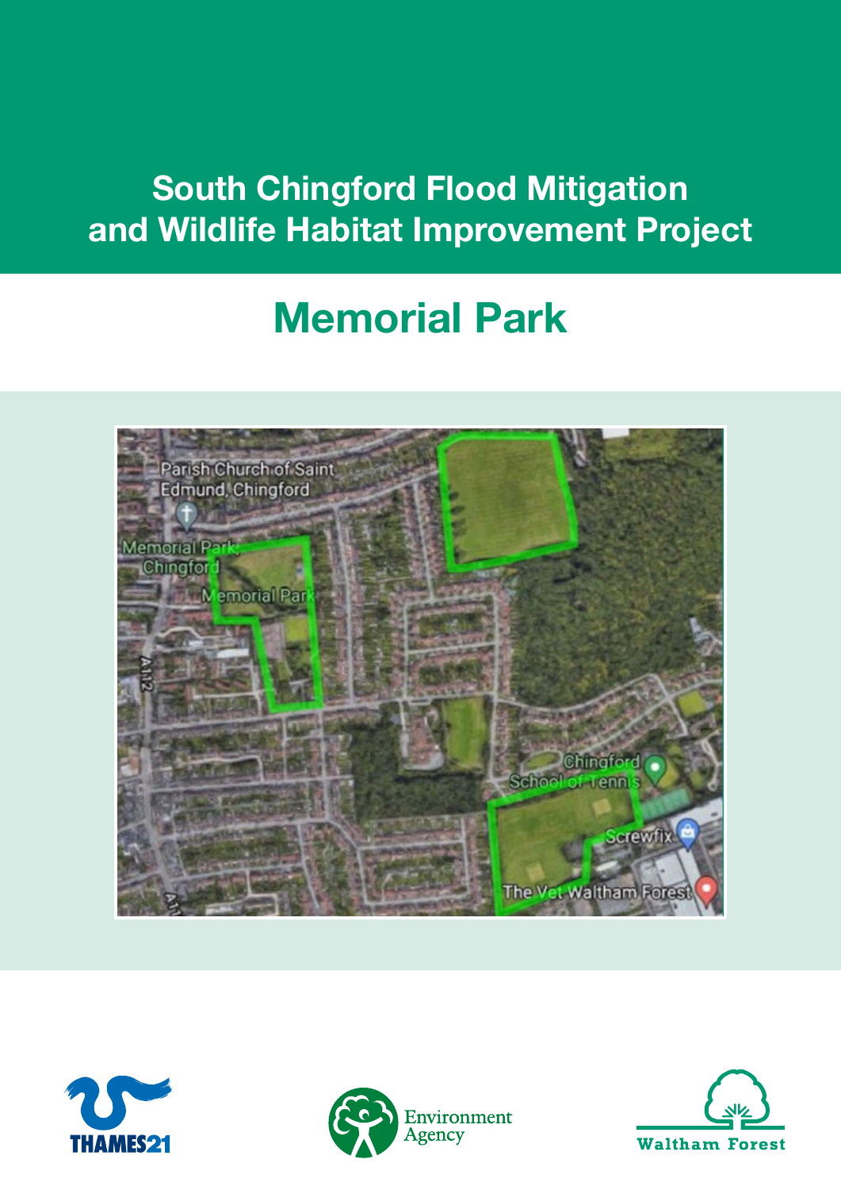# South Chingford Flood Mitigation and Wildlife Habitat Improvement Project

## Memorial Park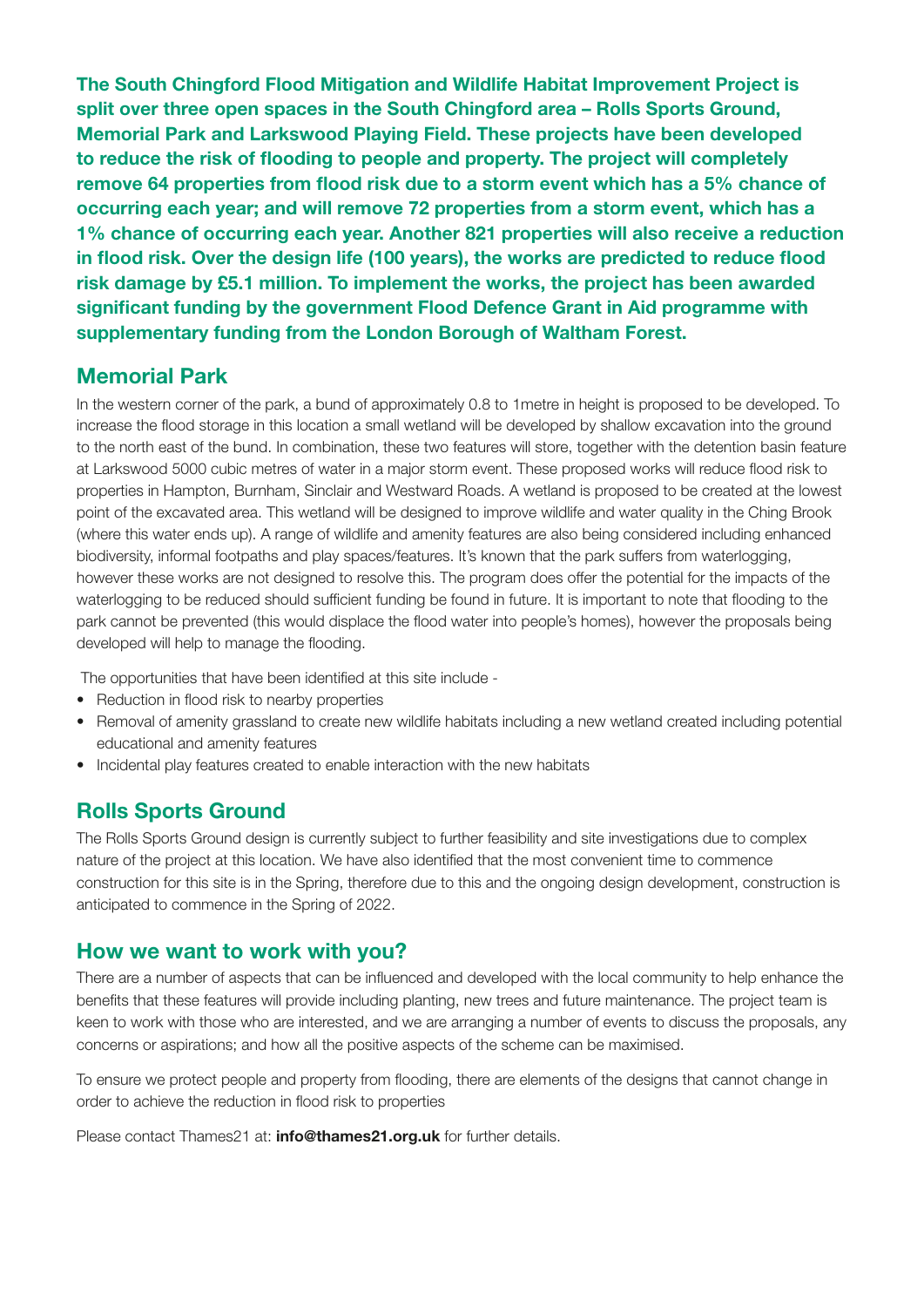**The South Chingford Flood Mitigation and Wildlife Habitat Improvement Project is split over three open spaces in the South Chingford area – Rolls Sports Ground, Memorial Park and Larkswood Playing Field. These projects have been developed to reduce the risk of flooding to people and property. The project will completely remove 64 properties from flood risk due to a storm event which has a 5% chance of occurring each year; and will remove 72 properties from a storm event, which has a 1% chance of occurring each year. Another 821 properties will also receive a reduction in flood risk. Over the design life (100 years), the works are predicted to reduce flood risk damage by £5.1 million. To implement the works, the project has been awarded significant funding by the government Flood Defence Grant in Aid programme with supplementary funding from the London Borough of Waltham Forest.**

## Memorial Park

In the western corner of the park, a bund of approximately 0.8 to 1metre in height is proposed to be developed. To increase the flood storage in this location a small wetland will be developed by shallow excavation into the ground to the north east of the bund. In combination, these two features will store, together with the detention basin feature at Larkswood 5000 cubic metres of water in a major storm event. These proposed works will reduce flood risk to properties in Hampton, Burnham, Sinclair and Westward Roads. A wetland is proposed to be created at the lowest point of the excavated area. This wetland will be designed to improve wildlife and water quality in the Ching Brook (where this water ends up). A range of wildlife and amenity features are also being considered including enhanced biodiversity, informal footpaths and play spaces/features. It's known that the park suffers from waterlogging, however these works are not designed to resolve this. The program does offer the potential for the impacts of the waterlogging to be reduced should sufficient funding be found in future. It is important to note that flooding to the park cannot be prevented (this would displace the flood water into people's homes), however the proposals being developed will help to manage the flooding.

The opportunities that have been identified at this site include -

- Reduction in flood risk to nearby properties
- Removal of amenity grassland to create new wildlife habitats including a new wetland created including potential educational and amenity features
- Incidental play features created to enable interaction with the new habitats

## Rolls Sports Ground

The Rolls Sports Ground design is currently subject to further feasibility and site investigations due to complex nature of the project at this location. We have also identified that the most convenient time to commence construction for this site is in the Spring, therefore due to this and the ongoing design development, construction is anticipated to commence in the Spring of 2022.

## How we want to work with you?

There are a number of aspects that can be influenced and developed with the local community to help enhance the benefits that these features will provide including planting, new trees and future maintenance. The project team is keen to work with those who are interested, and we are arranging a number of events to discuss the proposals, any concerns or aspirations; and how all the positive aspects of the scheme can be maximised.

To ensure we protect people and property from flooding, there are elements of the designs that cannot change in order to achieve the reduction in flood risk to properties

Please contact Thames21 at: **info@thames21.org.uk** for further details.